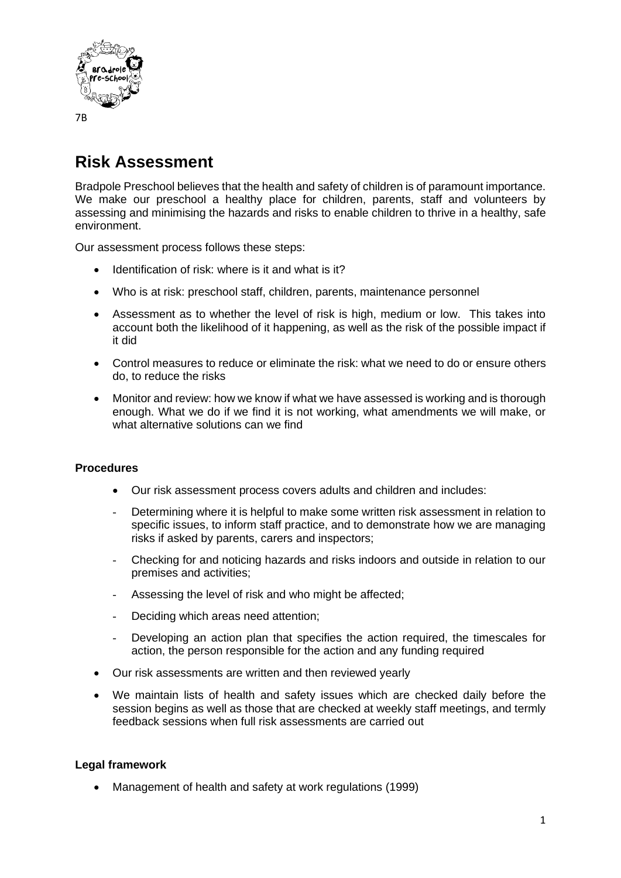7B

# Risk Assessment

Bradpole Preschool believes that the health and safety of children is of paramount importance. We make our preschool a healthy place for children, parents, staff and volunteers by assessing and minimising the hazards and risks to enable children to thrive in a healthy, safe environment.

Our assessment process follows these steps:

- Identification of risk: where is it and what is it?
- Who is at risk: preschool staff, children, parents, maintenance personnel
- Assessment as to whether the level of risk is high, medium or low. This takes into account both the likelihood of it happening, as well as the risk of the possible impact if it did
- Control measures to reduce or eliminate the risk: what we need to do or ensure others do, to reduce the risks
- Monitor and review: how we know if what we have assessed is working and is thorough enough. What we do if we find it is not working, what amendments we will make, or what alternative solutions can we find

**Procedures**

- Our risk assessment process covers adults and children and includes:
  - Determining where it is helpful to make some written risk assessment in relation to specific issues, to inform staff practice, and to demonstrate how we are managing risks if asked by parents, carers and inspectors;
  - Checking for and noticing hazards and risks indoors and outside in relation to our premises and activities;
  - Assessing the level of risk and who might be affected;
  - Deciding which areas need attention;
  - Developing an action plan that specifies the action required, the timescales for action, the person responsible for the action and any funding required
- Our risk assessments are written and then reviewed yearly
- We maintain lists of health and safety issues which are checked daily before the session begins as well as those that are checked at weekly staff meetings, and termly feedback sessions when full risk assessments are carried out

**Legal framework**

- Management of health and safety at work regulations (1999)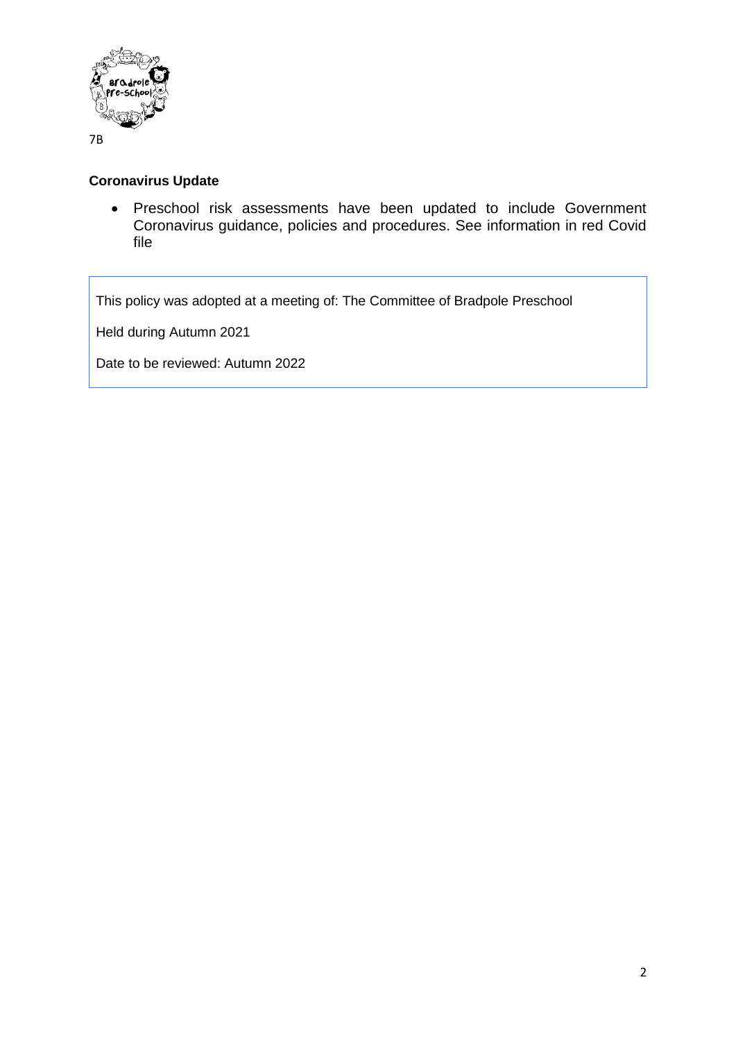7B

**Coronavirus Update**

- Preschool risk assessments have been updated to include Government Coronavirus guidance, policies and procedures. See information in red Covid file

This policy was adopted at a meeting of: The Committee of Bradpole Preschool

Held during Autumn 2021

Date to be reviewed: Autumn 2022